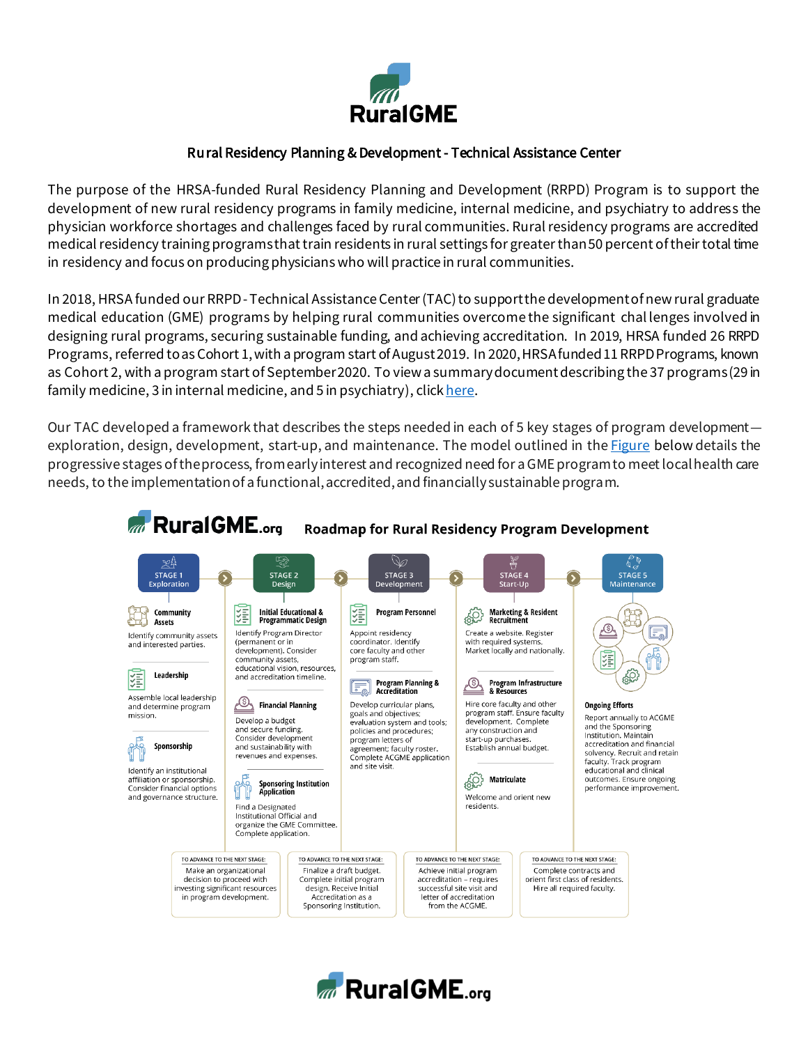# RuralGME

## Rural Residency Planning & Development - Technical Assistance Center

The purpose of the HRSA-funded Rural Residency Planning and Development (RRPD) Program is to support the development of new rural residency programs in family medicine, internal medicine, and psychiatry to address the physician workforce shortages and challenges faced by rural communities. Rural residency programs are accredited medical residency training programs that train residents in rural settings for greater than 50 percent of their total time in residency and focus on producing physicians who will practice in rural communities.

In 2018, HRSA funded our RRPD - Technical Assistance Center (TAC) to support the development of new rural graduate medical education (GME) programs by helping rural communities overcome the significant challenges involved in designing rural programs, securing sustainable funding, and achieving accreditation. In 2019, HRSA funded 26 RRPD Programs, referred to as Cohort 1, with a program start of August 2019. In 2020, HRSA funded 11 RRPD Programs, known as Cohort 2, with a program start of September 2020. To view a summary document describing the 37 programs (29 in family medicine, 3 in internal medicine, and 5 in psychiatry), click here.

Our TAC developed a framework that describes the steps needed in each of 5 key stages of program development—exploration, design, development, start-up, and maintenance. The model outlined in the Figure below details the progressive stages of the process, from early interest and recognized need for a GME program to meet local health care needs, to the implementation of a functional, accredited, and financially sustainable program.

### RuralGME.org Roadmap for Rural Residency Program Development

**STAGE 1 Exploration**

- **Community Assets** – Identify community assets and interested parties.
- **Leadership** – Assemble local leadership and determine program mission.
- **Sponsorship** – Identify an institutional affiliation or sponsorship. Consider financial options and governance structure.

*To advance to the next stage:* Make an organizational decision to proceed with investing significant resources in program development.

**STAGE 2 Design**

- **Initial Educational & Programmatic Design** – Identify Program Director (permanent or in development). Consider community assets, educational vision, resources, and accreditation timeline.
- **Financial Planning** – Develop a budget and secure funding. Consider development and sustainability with revenues and expenses.
- **Sponsoring Institution Application** – Find a Designated Institutional Official and organize the GME Committee. Complete application.

*To advance to the next stage:* Finalize a draft budget. Complete initial program design. Receive Initial Accreditation as a Sponsoring Institution.

**STAGE 3 Development**

- **Program Personnel** – Appoint residency coordinator. Identify core faculty and other program staff.
- **Program Planning & Accreditation** – Develop curricular plans, goals and objectives; evaluation system and tools; policies and procedures; program letters of agreement; faculty roster. Complete ACGME application and site visit.

*To advance to the next stage:* Achieve initial program accreditation – requires successful site visit and letter of accreditation from the ACGME.

**STAGE 4 Start-Up**

- **Marketing & Resident Recruitment** – Create a website. Register with required systems. Market locally and nationally.
- **Program Infrastructure & Resources** – Hire core faculty and other program staff. Ensure faculty development. Complete any construction and start-up purchases. Establish annual budget.
- **Matriculate** – Welcome and orient new residents.

*To advance to the next stage:* Complete contracts and orient first class of residents. Hire all required faculty.

**STAGE 5 Maintenance**

- **Ongoing Efforts** – Report annually to ACGME and the Sponsoring Institution. Maintain accreditation and financial solvency. Recruit and retain faculty. Track program educational and clinical outcomes. Ensure ongoing performance improvement.

RuralGME.org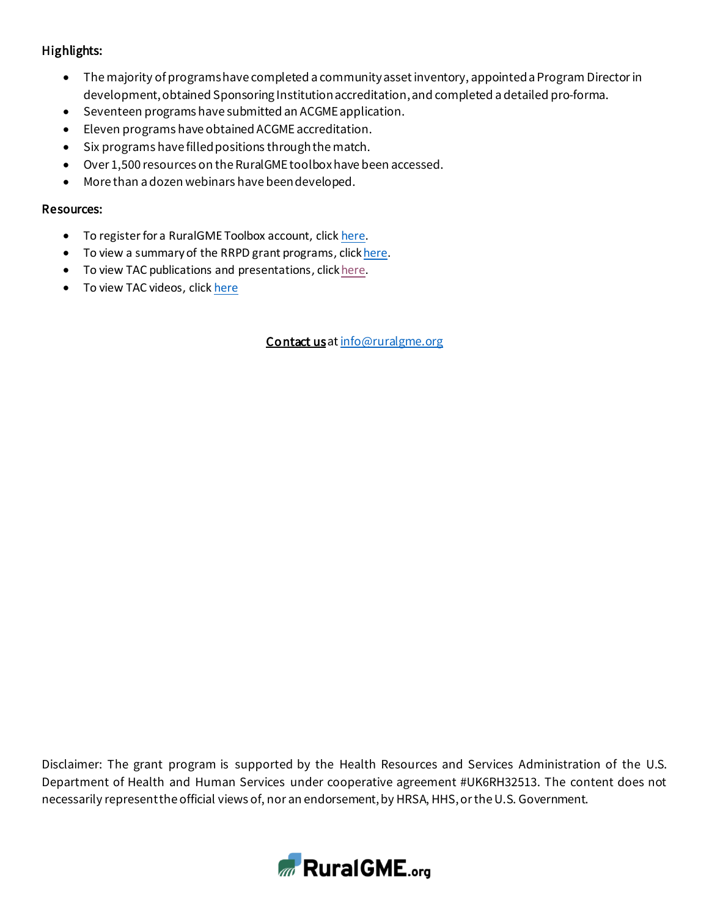**Highlights:**

- The majority of programs have completed a community asset inventory, appointed a Program Director in development, obtained Sponsoring Institution accreditation, and completed a detailed pro-forma.
- Seventeen programs have submitted an ACGME application.
- Eleven programs have obtained ACGME accreditation.
- Six programs have filled positions through the match.
- Over 1,500 resources on the RuralGME toolbox have been accessed.
- More than a dozen webinars have been developed.

**Resources:**

- To register for a RuralGME Toolbox account, click here.
- To view a summary of the RRPD grant programs, click here.
- To view TAC publications and presentations, click here.
- To view TAC videos, click here

**Contact us** at info@ruralgme.org

Disclaimer: The grant program is supported by the Health Resources and Services Administration of the U.S. Department of Health and Human Services under cooperative agreement #UK6RH32513. The content does not necessarily represent the official views of, nor an endorsement, by HRSA, HHS, or the U.S. Government.

RuralGME.org